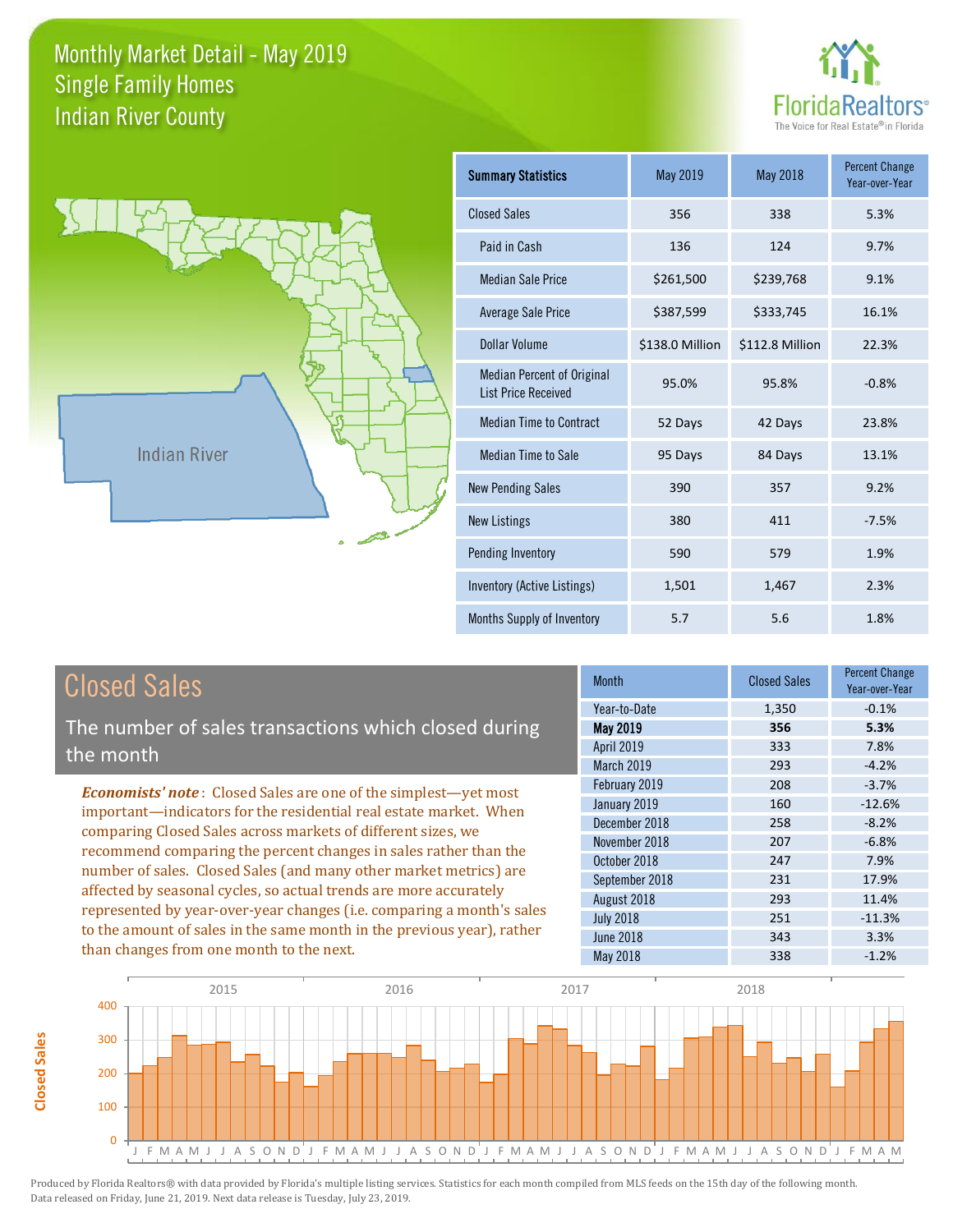# Monthly Market Detail - May 2019
## Single Family Homes
## Indian River County

FloridaRealtors®
The Voice for Real Estate® in Florida

Indian River

| Summary Statistics | May 2019 | May 2018 | Percent Change Year-over-Year |
|---|---|---|---|
| Closed Sales | 356 | 338 | 5.3% |
| Paid in Cash | 136 | 124 | 9.7% |
| Median Sale Price | $261,500 | $239,768 | 9.1% |
| Average Sale Price | $387,599 | $333,745 | 16.1% |
| Dollar Volume | $138.0 Million | $112.8 Million | 22.3% |
| Median Percent of Original List Price Received | 95.0% | 95.8% | -0.8% |
| Median Time to Contract | 52 Days | 42 Days | 23.8% |
| Median Time to Sale | 95 Days | 84 Days | 13.1% |
| New Pending Sales | 390 | 357 | 9.2% |
| New Listings | 380 | 411 | -7.5% |
| Pending Inventory | 590 | 579 | 1.9% |
| Inventory (Active Listings) | 1,501 | 1,467 | 2.3% |
| Months Supply of Inventory | 5.7 | 5.6 | 1.8% |

## Closed Sales

The number of sales transactions which closed during the month

***Economists' note***: Closed Sales are one of the simplest—yet most important—indicators for the residential real estate market. When comparing Closed Sales across markets of different sizes, we recommend comparing the percent changes in sales rather than the number of sales. Closed Sales (and many other market metrics) are affected by seasonal cycles, so actual trends are more accurately represented by year-over-year changes (i.e. comparing a month's sales to the amount of sales in the same month in the previous year), rather than changes from one month to the next.

| Month | Closed Sales | Percent Change Year-over-Year |
|---|---|---|
| Year-to-Date | 1,350 | -0.1% |
| **May 2019** | **356** | **5.3%** |
| April 2019 | 333 | 7.8% |
| March 2019 | 293 | -4.2% |
| February 2019 | 208 | -3.7% |
| January 2019 | 160 | -12.6% |
| December 2018 | 258 | -8.2% |
| November 2018 | 207 | -6.8% |
| October 2018 | 247 | 7.9% |
| September 2018 | 231 | 17.9% |
| August 2018 | 293 | 11.4% |
| July 2018 | 251 | -11.3% |
| June 2018 | 343 | 3.3% |
| May 2018 | 338 | -1.2% |

Produced by Florida Realtors® with data provided by Florida's multiple listing services. Statistics for each month compiled from MLS feeds on the 15th day of the following month. Data released on Friday, June 21, 2019. Next data release is Tuesday, July 23, 2019.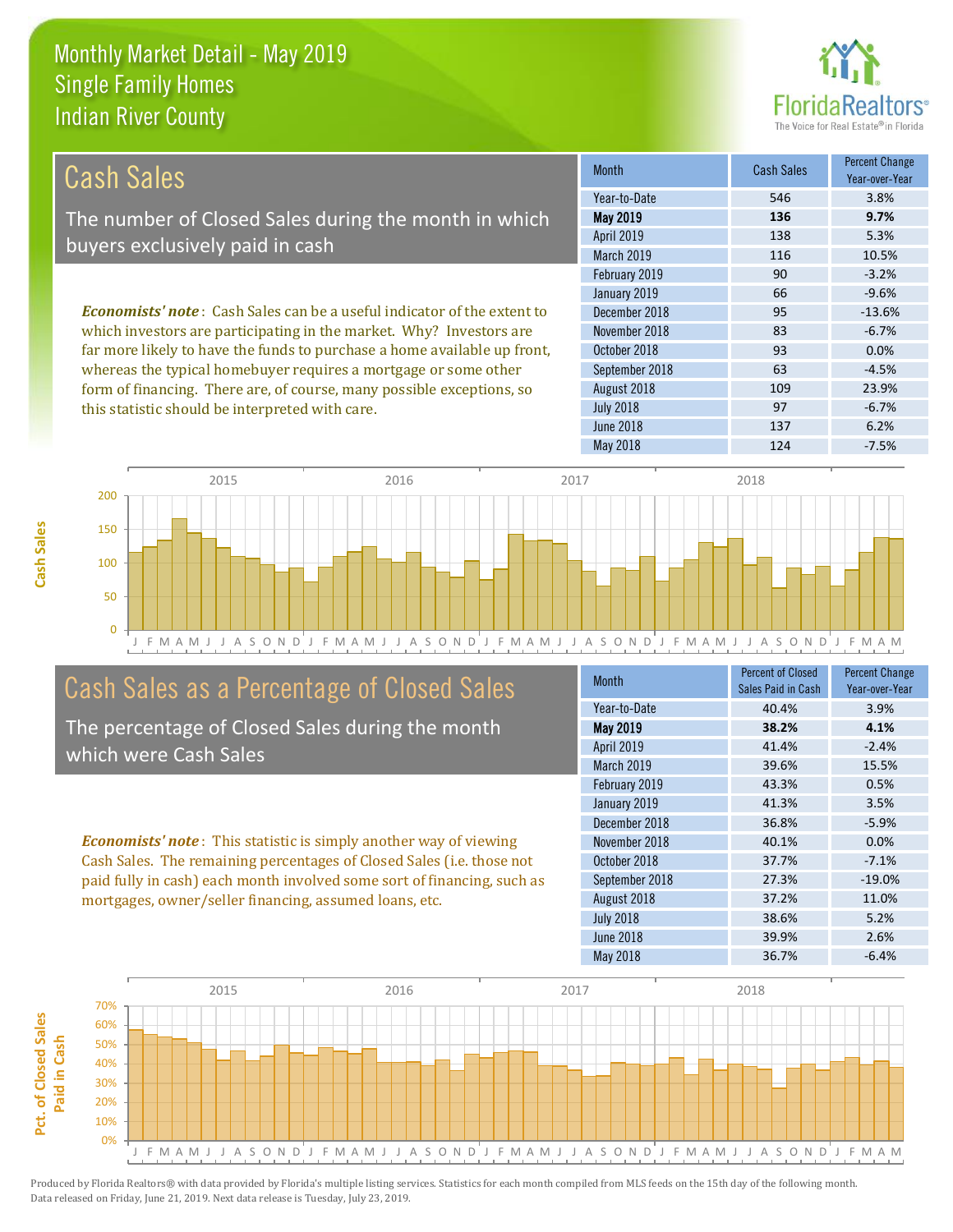# Monthly Market Detail - May 2019
## Single Family Homes
## Indian River County

## Cash Sales

The number of Closed Sales during the month in which buyers exclusively paid in cash

***Economists' note***: Cash Sales can be a useful indicator of the extent to which investors are participating in the market. Why? Investors are far more likely to have the funds to purchase a home available up front, whereas the typical homebuyer requires a mortgage or some other form of financing. There are, of course, many possible exceptions, so this statistic should be interpreted with care.

| Month | Cash Sales | Percent Change Year-over-Year |
|---|---|---|
| Year-to-Date | 546 | 3.8% |
| **May 2019** | **136** | **9.7%** |
| April 2019 | 138 | 5.3% |
| March 2019 | 116 | 10.5% |
| February 2019 | 90 | -3.2% |
| January 2019 | 66 | -9.6% |
| December 2018 | 95 | -13.6% |
| November 2018 | 83 | -6.7% |
| October 2018 | 93 | 0.0% |
| September 2018 | 63 | -4.5% |
| August 2018 | 109 | 23.9% |
| July 2018 | 97 | -6.7% |
| June 2018 | 137 | 6.2% |
| May 2018 | 124 | -7.5% |

## Cash Sales as a Percentage of Closed Sales

The percentage of Closed Sales during the month which were Cash Sales

***Economists' note***: This statistic is simply another way of viewing Cash Sales. The remaining percentages of Closed Sales (i.e. those not paid fully in cash) each month involved some sort of financing, such as mortgages, owner/seller financing, assumed loans, etc.

| Month | Percent of Closed Sales Paid in Cash | Percent Change Year-over-Year |
|---|---|---|
| Year-to-Date | 40.4% | 3.9% |
| **May 2019** | **38.2%** | **4.1%** |
| April 2019 | 41.4% | -2.4% |
| March 2019 | 39.6% | 15.5% |
| February 2019 | 43.3% | 0.5% |
| January 2019 | 41.3% | 3.5% |
| December 2018 | 36.8% | -5.9% |
| November 2018 | 40.1% | 0.0% |
| October 2018 | 37.7% | -7.1% |
| September 2018 | 27.3% | -19.0% |
| August 2018 | 37.2% | 11.0% |
| July 2018 | 38.6% | 5.2% |
| June 2018 | 39.9% | 2.6% |
| May 2018 | 36.7% | -6.4% |

Produced by Florida Realtors® with data provided by Florida's multiple listing services. Statistics for each month compiled from MLS feeds on the 15th day of the following month. Data released on Friday, June 21, 2019. Next data release is Tuesday, July 23, 2019.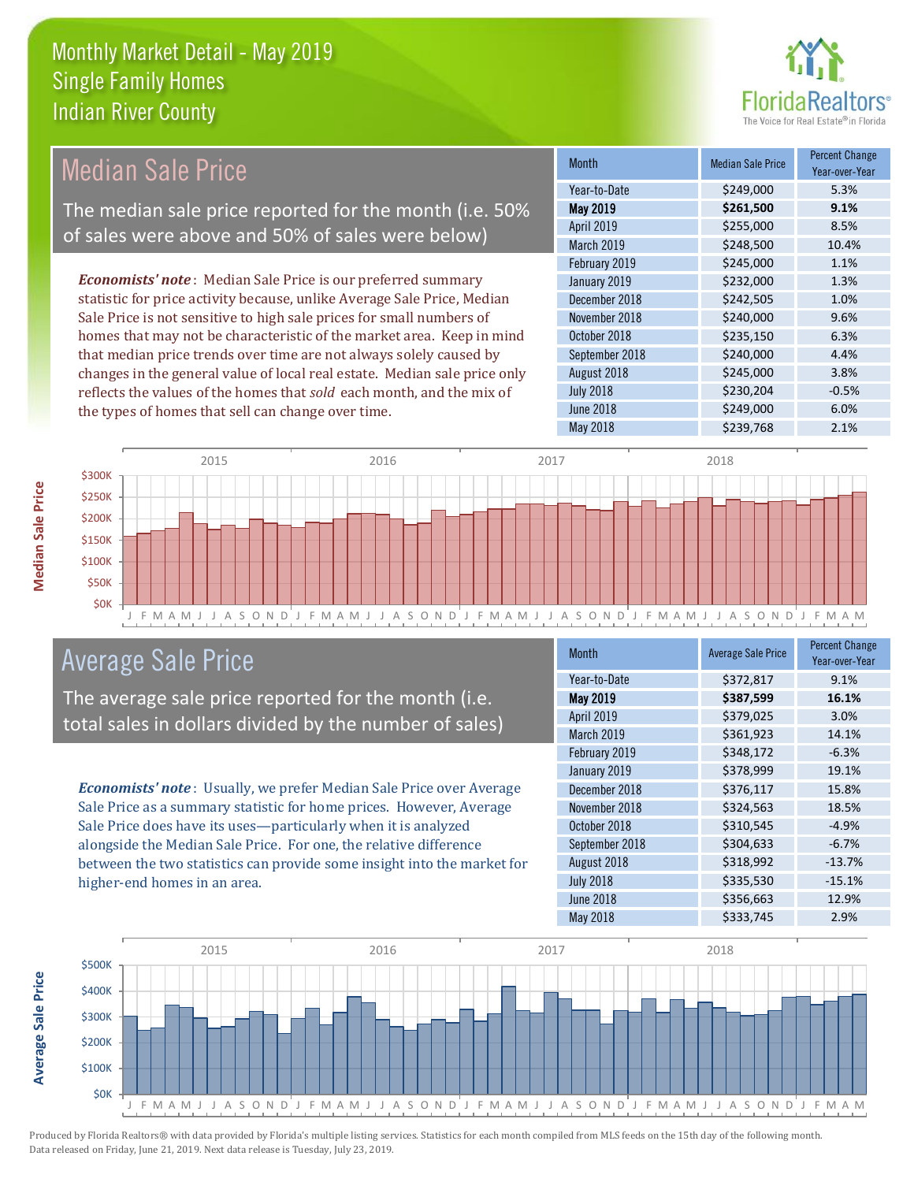# Monthly Market Detail - May 2019
## Single Family Homes
## Indian River County

## Median Sale Price

The median sale price reported for the month (i.e. 50% of sales were above and 50% of sales were below)

*Economists' note*: Median Sale Price is our preferred summary statistic for price activity because, unlike Average Sale Price, Median Sale Price is not sensitive to high sale prices for small numbers of homes that may not be characteristic of the market area. Keep in mind that median price trends over time are not always solely caused by changes in the general value of local real estate. Median sale price only reflects the values of the homes that *sold* each month, and the mix of the types of homes that sell can change over time.

| Month | Median Sale Price | Percent Change Year-over-Year |
|---|---|---|
| Year-to-Date | $249,000 | 5.3% |
| **May 2019** | **$261,500** | **9.1%** |
| April 2019 | $255,000 | 8.5% |
| March 2019 | $248,500 | 10.4% |
| February 2019 | $245,000 | 1.1% |
| January 2019 | $232,000 | 1.3% |
| December 2018 | $242,505 | 1.0% |
| November 2018 | $240,000 | 9.6% |
| October 2018 | $235,150 | 6.3% |
| September 2018 | $240,000 | 4.4% |
| August 2018 | $245,000 | 3.8% |
| July 2018 | $230,204 | -0.5% |
| June 2018 | $249,000 | 6.0% |
| May 2018 | $239,768 | 2.1% |

## Average Sale Price

The average sale price reported for the month (i.e. total sales in dollars divided by the number of sales)

*Economists' note*: Usually, we prefer Median Sale Price over Average Sale Price as a summary statistic for home prices. However, Average Sale Price does have its uses—particularly when it is analyzed alongside the Median Sale Price. For one, the relative difference between the two statistics can provide some insight into the market for higher-end homes in an area.

| Month | Average Sale Price | Percent Change Year-over-Year |
|---|---|---|
| Year-to-Date | $372,817 | 9.1% |
| **May 2019** | **$387,599** | **16.1%** |
| April 2019 | $379,025 | 3.0% |
| March 2019 | $361,923 | 14.1% |
| February 2019 | $348,172 | -6.3% |
| January 2019 | $378,999 | 19.1% |
| December 2018 | $376,117 | 15.8% |
| November 2018 | $324,563 | 18.5% |
| October 2018 | $310,545 | -4.9% |
| September 2018 | $304,633 | -6.7% |
| August 2018 | $318,992 | -13.7% |
| July 2018 | $335,530 | -15.1% |
| June 2018 | $356,663 | 12.9% |
| May 2018 | $333,745 | 2.9% |

Produced by Florida Realtors® with data provided by Florida's multiple listing services. Statistics for each month compiled from MLS feeds on the 15th day of the following month. Data released on Friday, June 21, 2019. Next data release is Tuesday, July 23, 2019.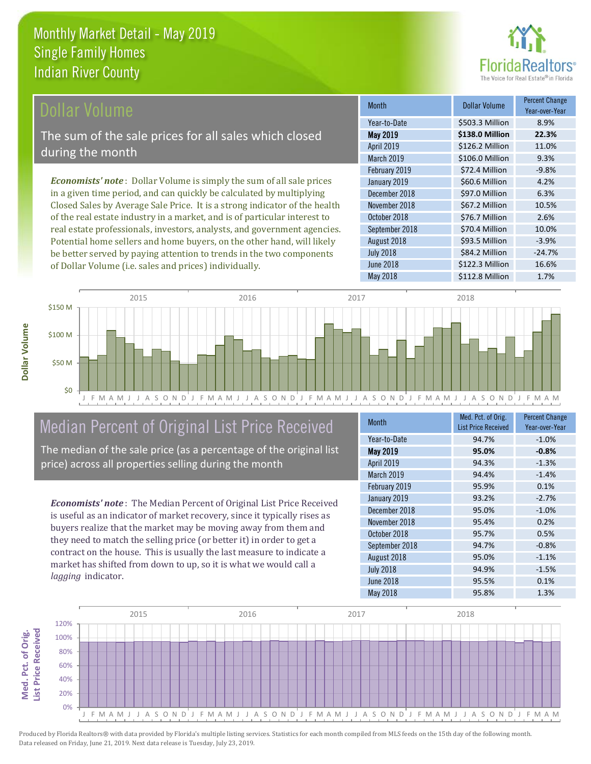# Monthly Market Detail - May 2019
## Single Family Homes
## Indian River County

## Dollar Volume

The sum of the sale prices for all sales which closed during the month

*Economists' note*: Dollar Volume is simply the sum of all sale prices in a given time period, and can quickly be calculated by multiplying Closed Sales by Average Sale Price. It is a strong indicator of the health of the real estate industry in a market, and is of particular interest to real estate professionals, investors, analysts, and government agencies. Potential home sellers and home buyers, on the other hand, will likely be better served by paying attention to trends in the two components of Dollar Volume (i.e. sales and prices) individually.

| Month | Dollar Volume | Percent Change Year-over-Year |
|---|---|---|
| Year-to-Date | $503.3 Million | 8.9% |
| **May 2019** | **$138.0 Million** | **22.3%** |
| April 2019 | $126.2 Million | 11.0% |
| March 2019 | $106.0 Million | 9.3% |
| February 2019 | $72.4 Million | -9.8% |
| January 2019 | $60.6 Million | 4.2% |
| December 2018 | $97.0 Million | 6.3% |
| November 2018 | $67.2 Million | 10.5% |
| October 2018 | $76.7 Million | 2.6% |
| September 2018 | $70.4 Million | 10.0% |
| August 2018 | $93.5 Million | -3.9% |
| July 2018 | $84.2 Million | -24.7% |
| June 2018 | $122.3 Million | 16.6% |
| May 2018 | $112.8 Million | 1.7% |

## Median Percent of Original List Price Received

The median of the sale price (as a percentage of the original list price) across all properties selling during the month

*Economists' note*: The Median Percent of Original List Price Received is useful as an indicator of market recovery, since it typically rises as buyers realize that the market may be moving away from them and they need to match the selling price (or better it) in order to get a contract on the house. This is usually the last measure to indicate a market has shifted from down to up, so it is what we would call a *lagging* indicator.

| Month | Med. Pct. of Orig. List Price Received | Percent Change Year-over-Year |
|---|---|---|
| Year-to-Date | 94.7% | -1.0% |
| **May 2019** | **95.0%** | **-0.8%** |
| April 2019 | 94.3% | -1.3% |
| March 2019 | 94.4% | -1.4% |
| February 2019 | 95.9% | 0.1% |
| January 2019 | 93.2% | -2.7% |
| December 2018 | 95.0% | -1.0% |
| November 2018 | 95.4% | 0.2% |
| October 2018 | 95.7% | 0.5% |
| September 2018 | 94.7% | -0.8% |
| August 2018 | 95.0% | -1.1% |
| July 2018 | 94.9% | -1.5% |
| June 2018 | 95.5% | 0.1% |
| May 2018 | 95.8% | 1.3% |

Produced by Florida Realtors® with data provided by Florida's multiple listing services. Statistics for each month compiled from MLS feeds on the 15th day of the following month. Data released on Friday, June 21, 2019. Next data release is Tuesday, July 23, 2019.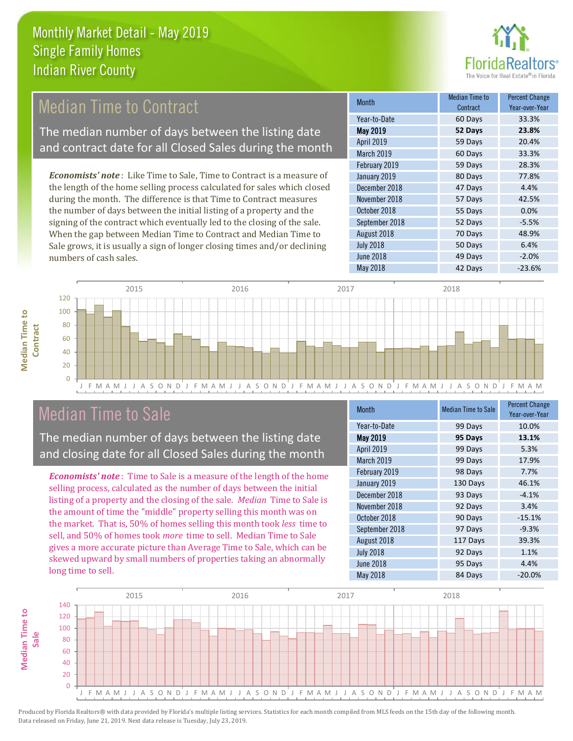# Monthly Market Detail - May 2019
## Single Family Homes
## Indian River County

## Median Time to Contract

The median number of days between the listing date and contract date for all Closed Sales during the month

*Economists' note*: Like Time to Sale, Time to Contract is a measure of the length of the home selling process calculated for sales which closed during the month. The difference is that Time to Contract measures the number of days between the initial listing of a property and the signing of the contract which eventually led to the closing of the sale. When the gap between Median Time to Contract and Median Time to Sale grows, it is usually a sign of longer closing times and/or declining numbers of cash sales.

| Month | Median Time to Contract | Percent Change Year-over-Year |
|---|---|---|
| Year-to-Date | 60 Days | 33.3% |
| **May 2019** | **52 Days** | **23.8%** |
| April 2019 | 59 Days | 20.4% |
| March 2019 | 60 Days | 33.3% |
| February 2019 | 59 Days | 28.3% |
| January 2019 | 80 Days | 77.8% |
| December 2018 | 47 Days | 4.4% |
| November 2018 | 57 Days | 42.5% |
| October 2018 | 55 Days | 0.0% |
| September 2018 | 52 Days | -5.5% |
| August 2018 | 70 Days | 48.9% |
| July 2018 | 50 Days | 6.4% |
| June 2018 | 49 Days | -2.0% |
| May 2018 | 42 Days | -23.6% |

## Median Time to Sale

The median number of days between the listing date and closing date for all Closed Sales during the month

*Economists' note*: Time to Sale is a measure of the length of the home selling process, calculated as the number of days between the initial listing of a property and the closing of the sale. *Median* Time to Sale is the amount of time the "middle" property selling this month was on the market. That is, 50% of homes selling this month took *less* time to sell, and 50% of homes took *more* time to sell. Median Time to Sale gives a more accurate picture than Average Time to Sale, which can be skewed upward by small numbers of properties taking an abnormally long time to sell.

| Month | Median Time to Sale | Percent Change Year-over-Year |
|---|---|---|
| Year-to-Date | 99 Days | 10.0% |
| **May 2019** | **95 Days** | **13.1%** |
| April 2019 | 99 Days | 5.3% |
| March 2019 | 99 Days | 17.9% |
| February 2019 | 98 Days | 7.7% |
| January 2019 | 130 Days | 46.1% |
| December 2018 | 93 Days | -4.1% |
| November 2018 | 92 Days | 3.4% |
| October 2018 | 90 Days | -15.1% |
| September 2018 | 97 Days | -9.3% |
| August 2018 | 117 Days | 39.3% |
| July 2018 | 92 Days | 1.1% |
| June 2018 | 95 Days | 4.4% |
| May 2018 | 84 Days | -20.0% |

Produced by Florida Realtors® with data provided by Florida's multiple listing services. Statistics for each month compiled from MLS feeds on the 15th day of the following month. Data released on Friday, June 21, 2019. Next data release is Tuesday, July 23, 2019.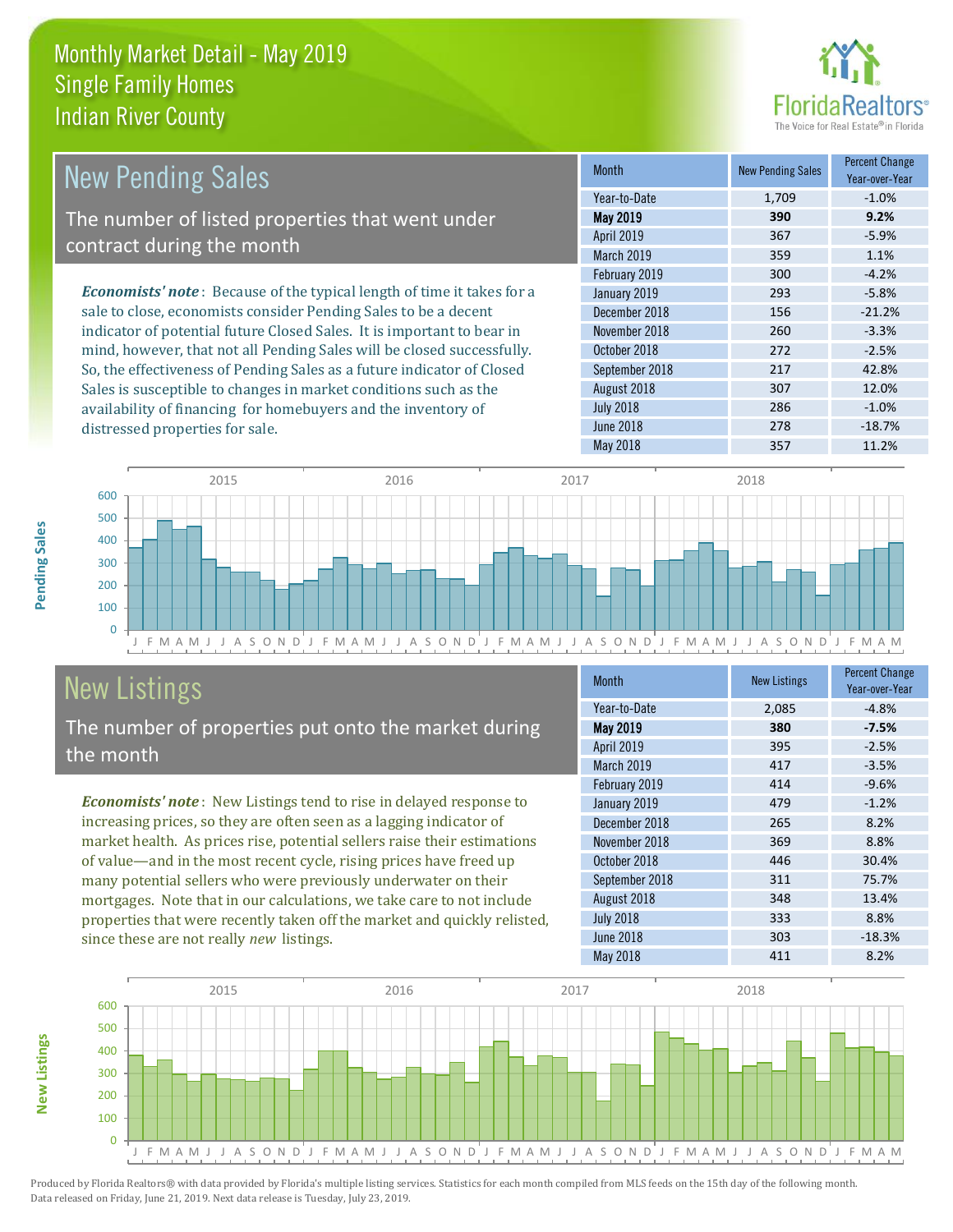# Monthly Market Detail - May 2019
## Single Family Homes
## Indian River County

## New Pending Sales

The number of listed properties that went under contract during the month

*Economists' note*: Because of the typical length of time it takes for a sale to close, economists consider Pending Sales to be a decent indicator of potential future Closed Sales. It is important to bear in mind, however, that not all Pending Sales will be closed successfully. So, the effectiveness of Pending Sales as a future indicator of Closed Sales is susceptible to changes in market conditions such as the availability of financing for homebuyers and the inventory of distressed properties for sale.

| Month | New Pending Sales | Percent Change Year-over-Year |
|---|---|---|
| Year-to-Date | 1,709 | -1.0% |
| **May 2019** | **390** | **9.2%** |
| April 2019 | 367 | -5.9% |
| March 2019 | 359 | 1.1% |
| February 2019 | 300 | -4.2% |
| January 2019 | 293 | -5.8% |
| December 2018 | 156 | -21.2% |
| November 2018 | 260 | -3.3% |
| October 2018 | 272 | -2.5% |
| September 2018 | 217 | 42.8% |
| August 2018 | 307 | 12.0% |
| July 2018 | 286 | -1.0% |
| June 2018 | 278 | -18.7% |
| May 2018 | 357 | 11.2% |

## New Listings

The number of properties put onto the market during the month

*Economists' note*: New Listings tend to rise in delayed response to increasing prices, so they are often seen as a lagging indicator of market health. As prices rise, potential sellers raise their estimations of value—and in the most recent cycle, rising prices have freed up many potential sellers who were previously underwater on their mortgages. Note that in our calculations, we take care to not include properties that were recently taken off the market and quickly relisted, since these are not really *new* listings.

| Month | New Listings | Percent Change Year-over-Year |
|---|---|---|
| Year-to-Date | 2,085 | -4.8% |
| **May 2019** | **380** | **-7.5%** |
| April 2019 | 395 | -2.5% |
| March 2019 | 417 | -3.5% |
| February 2019 | 414 | -9.6% |
| January 2019 | 479 | -1.2% |
| December 2018 | 265 | 8.2% |
| November 2018 | 369 | 8.8% |
| October 2018 | 446 | 30.4% |
| September 2018 | 311 | 75.7% |
| August 2018 | 348 | 13.4% |
| July 2018 | 333 | 8.8% |
| June 2018 | 303 | -18.3% |
| May 2018 | 411 | 8.2% |

Produced by Florida Realtors® with data provided by Florida's multiple listing services. Statistics for each month compiled from MLS feeds on the 15th day of the following month. Data released on Friday, June 21, 2019. Next data release is Tuesday, July 23, 2019.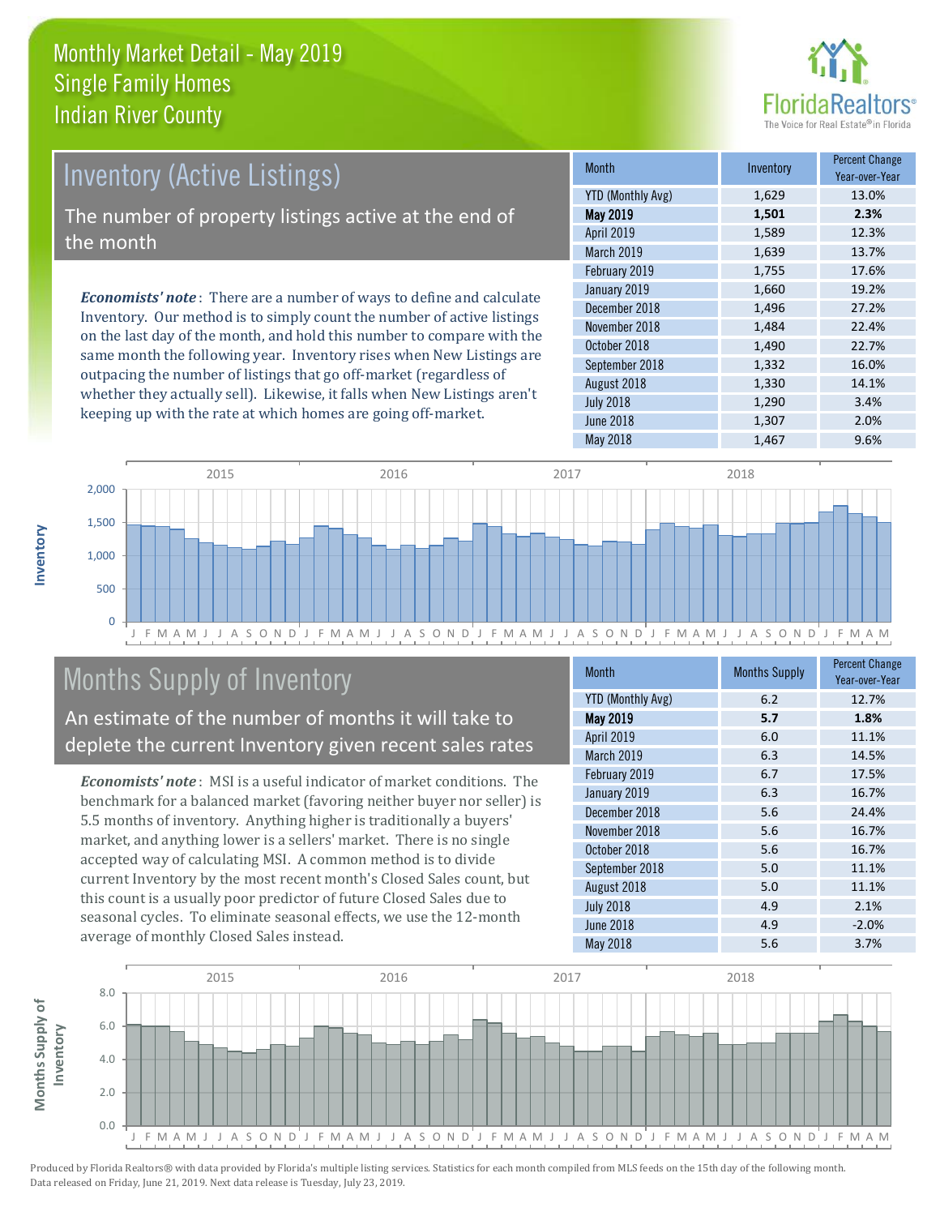# Monthly Market Detail - May 2019
## Single Family Homes
## Indian River County

## Inventory (Active Listings)

The number of property listings active at the end of the month

***Economists' note***: There are a number of ways to define and calculate Inventory. Our method is to simply count the number of active listings on the last day of the month, and hold this number to compare with the same month the following year. Inventory rises when New Listings are outpacing the number of listings that go off-market (regardless of whether they actually sell). Likewise, it falls when New Listings aren't keeping up with the rate at which homes are going off-market.

| Month | Inventory | Percent Change Year-over-Year |
|---|---|---|
| YTD (Monthly Avg) | 1,629 | 13.0% |
| **May 2019** | **1,501** | **2.3%** |
| April 2019 | 1,589 | 12.3% |
| March 2019 | 1,639 | 13.7% |
| February 2019 | 1,755 | 17.6% |
| January 2019 | 1,660 | 19.2% |
| December 2018 | 1,496 | 27.2% |
| November 2018 | 1,484 | 22.4% |
| October 2018 | 1,490 | 22.7% |
| September 2018 | 1,332 | 16.0% |
| August 2018 | 1,330 | 14.1% |
| July 2018 | 1,290 | 3.4% |
| June 2018 | 1,307 | 2.0% |
| May 2018 | 1,467 | 9.6% |

## Months Supply of Inventory

An estimate of the number of months it will take to deplete the current Inventory given recent sales rates

***Economists' note***: MSI is a useful indicator of market conditions. The benchmark for a balanced market (favoring neither buyer nor seller) is 5.5 months of inventory. Anything higher is traditionally a buyers' market, and anything lower is a sellers' market. There is no single accepted way of calculating MSI. A common method is to divide current Inventory by the most recent month's Closed Sales count, but this count is a usually poor predictor of future Closed Sales due to seasonal cycles. To eliminate seasonal effects, we use the 12-month average of monthly Closed Sales instead.

| Month | Months Supply | Percent Change Year-over-Year |
|---|---|---|
| YTD (Monthly Avg) | 6.2 | 12.7% |
| **May 2019** | **5.7** | **1.8%** |
| April 2019 | 6.0 | 11.1% |
| March 2019 | 6.3 | 14.5% |
| February 2019 | 6.7 | 17.5% |
| January 2019 | 6.3 | 16.7% |
| December 2018 | 5.6 | 24.4% |
| November 2018 | 5.6 | 16.7% |
| October 2018 | 5.6 | 16.7% |
| September 2018 | 5.0 | 11.1% |
| August 2018 | 5.0 | 11.1% |
| July 2018 | 4.9 | 2.1% |
| June 2018 | 4.9 | -2.0% |
| May 2018 | 5.6 | 3.7% |

Produced by Florida Realtors® with data provided by Florida's multiple listing services. Statistics for each month compiled from MLS feeds on the 15th day of the following month. Data released on Friday, June 21, 2019. Next data release is Tuesday, July 23, 2019.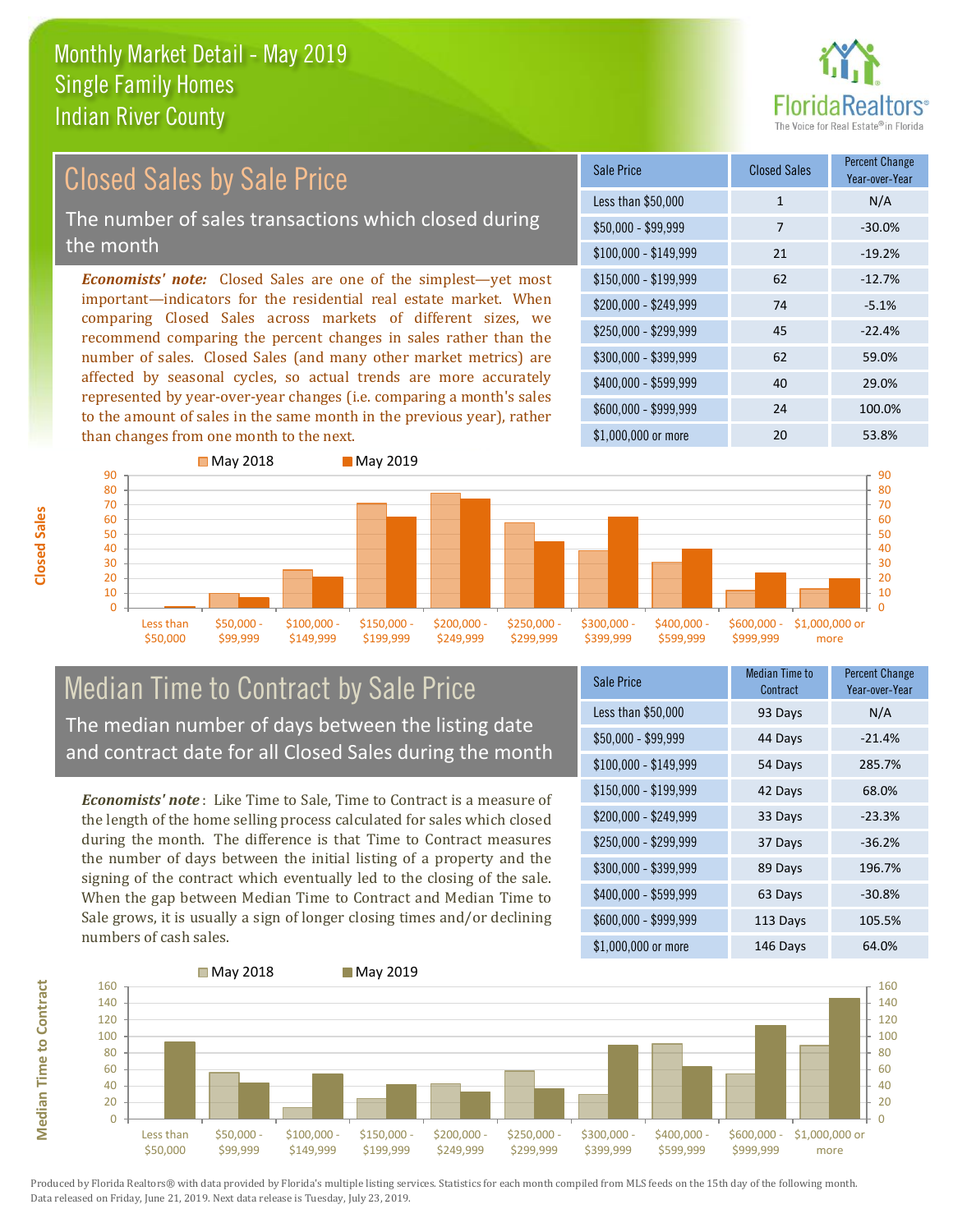# Monthly Market Detail - May 2019
## Single Family Homes
## Indian River County

## Closed Sales by Sale Price

The number of sales transactions which closed during the month

***Economists' note:*** Closed Sales are one of the simplest—yet most important—indicators for the residential real estate market. When comparing Closed Sales across markets of different sizes, we recommend comparing the percent changes in sales rather than the number of sales. Closed Sales (and many other market metrics) are affected by seasonal cycles, so actual trends are more accurately represented by year-over-year changes (i.e. comparing a month's sales to the amount of sales in the same month in the previous year), rather than changes from one month to the next.

| Sale Price | Closed Sales | Percent Change Year-over-Year |
|---|---|---|
| Less than $50,000 | 1 | N/A |
| $50,000 - $99,999 | 7 | -30.0% |
| $100,000 - $149,999 | 21 | -19.2% |
| $150,000 - $199,999 | 62 | -12.7% |
| $200,000 - $249,999 | 74 | -5.1% |
| $250,000 - $299,999 | 45 | -22.4% |
| $300,000 - $399,999 | 62 | 59.0% |
| $400,000 - $599,999 | 40 | 29.0% |
| $600,000 - $999,999 | 24 | 100.0% |
| $1,000,000 or more | 20 | 53.8% |

## Median Time to Contract by Sale Price

The median number of days between the listing date and contract date for all Closed Sales during the month

***Economists' note*** : Like Time to Sale, Time to Contract is a measure of the length of the home selling process calculated for sales which closed during the month. The difference is that Time to Contract measures the number of days between the initial listing of a property and the signing of the contract which eventually led to the closing of the sale. When the gap between Median Time to Contract and Median Time to Sale grows, it is usually a sign of longer closing times and/or declining numbers of cash sales.

| Sale Price | Median Time to Contract | Percent Change Year-over-Year |
|---|---|---|
| Less than $50,000 | 93 Days | N/A |
| $50,000 - $99,999 | 44 Days | -21.4% |
| $100,000 - $149,999 | 54 Days | 285.7% |
| $150,000 - $199,999 | 42 Days | 68.0% |
| $200,000 - $249,999 | 33 Days | -23.3% |
| $250,000 - $299,999 | 37 Days | -36.2% |
| $300,000 - $399,999 | 89 Days | 196.7% |
| $400,000 - $599,999 | 63 Days | -30.8% |
| $600,000 - $999,999 | 113 Days | 105.5% |
| $1,000,000 or more | 146 Days | 64.0% |

Produced by Florida Realtors® with data provided by Florida's multiple listing services. Statistics for each month compiled from MLS feeds on the 15th day of the following month. Data released on Friday, June 21, 2019. Next data release is Tuesday, July 23, 2019.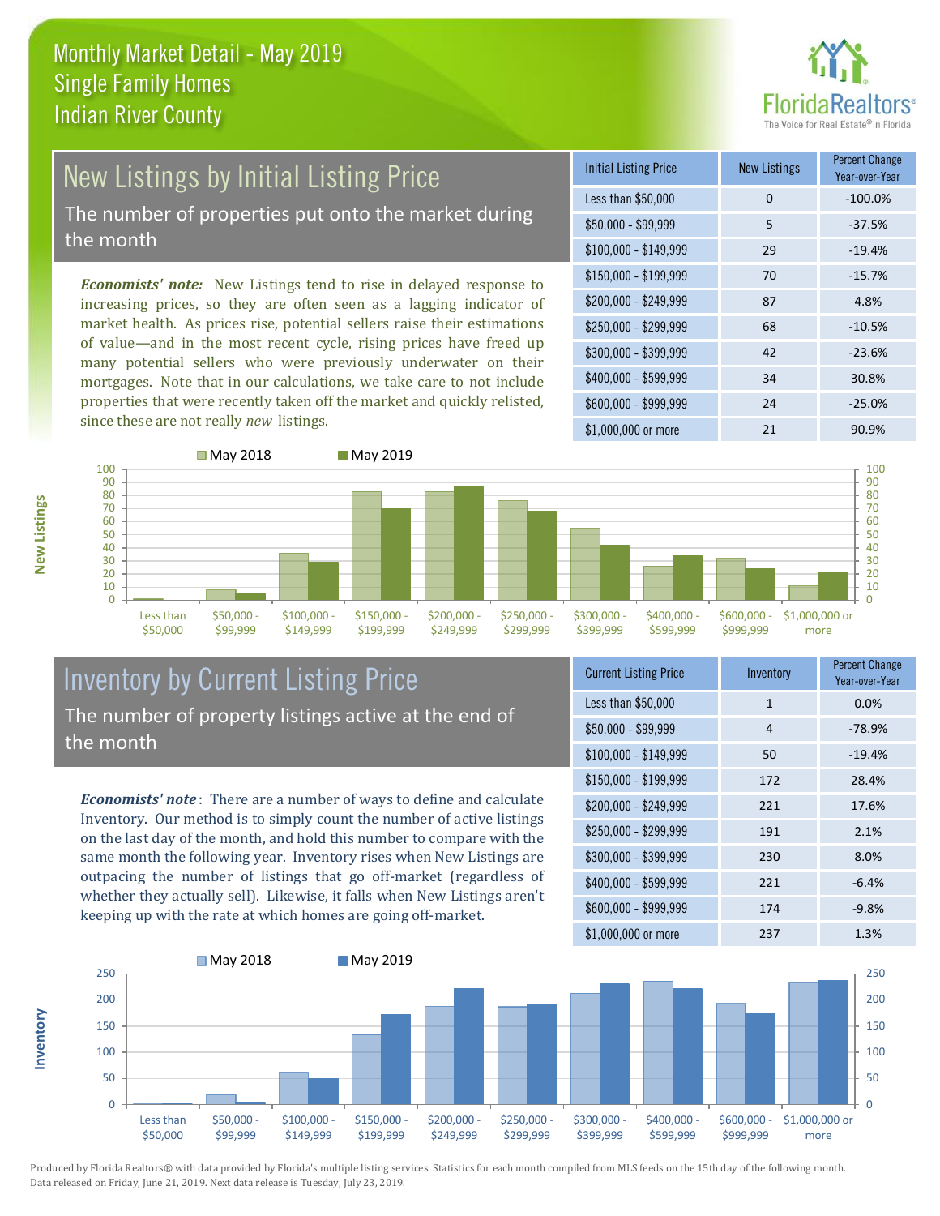Monthly Market Detail - May 2019
Single Family Homes
Indian River County

## New Listings by Initial Listing Price

The number of properties put onto the market during the month

*Economists' note:* New Listings tend to rise in delayed response to increasing prices, so they are often seen as a lagging indicator of market health. As prices rise, potential sellers raise their estimations of value—and in the most recent cycle, rising prices have freed up many potential sellers who were previously underwater on their mortgages. Note that in our calculations, we take care to not include properties that were recently taken off the market and quickly relisted, since these are not really *new* listings.

| Initial Listing Price | New Listings | Percent Change Year-over-Year |
|---|---|---|
| Less than $50,000 | 0 | -100.0% |
| $50,000 - $99,999 | 5 | -37.5% |
| $100,000 - $149,999 | 29 | -19.4% |
| $150,000 - $199,999 | 70 | -15.7% |
| $200,000 - $249,999 | 87 | 4.8% |
| $250,000 - $299,999 | 68 | -10.5% |
| $300,000 - $399,999 | 42 | -23.6% |
| $400,000 - $599,999 | 34 | 30.8% |
| $600,000 - $999,999 | 24 | -25.0% |
| $1,000,000 or more | 21 | 90.9% |

## Inventory by Current Listing Price

The number of property listings active at the end of the month

***Economists' note***: There are a number of ways to define and calculate Inventory. Our method is to simply count the number of active listings on the last day of the month, and hold this number to compare with the same month the following year. Inventory rises when New Listings are outpacing the number of listings that go off-market (regardless of whether they actually sell). Likewise, it falls when New Listings aren't keeping up with the rate at which homes are going off-market.

| Current Listing Price | Inventory | Percent Change Year-over-Year |
|---|---|---|
| Less than $50,000 | 1 | 0.0% |
| $50,000 - $99,999 | 4 | -78.9% |
| $100,000 - $149,999 | 50 | -19.4% |
| $150,000 - $199,999 | 172 | 28.4% |
| $200,000 - $249,999 | 221 | 17.6% |
| $250,000 - $299,999 | 191 | 2.1% |
| $300,000 - $399,999 | 230 | 8.0% |
| $400,000 - $599,999 | 221 | -6.4% |
| $600,000 - $999,999 | 174 | -9.8% |
| $1,000,000 or more | 237 | 1.3% |

Produced by Florida Realtors® with data provided by Florida's multiple listing services. Statistics for each month compiled from MLS feeds on the 15th day of the following month. Data released on Friday, June 21, 2019. Next data release is Tuesday, July 23, 2019.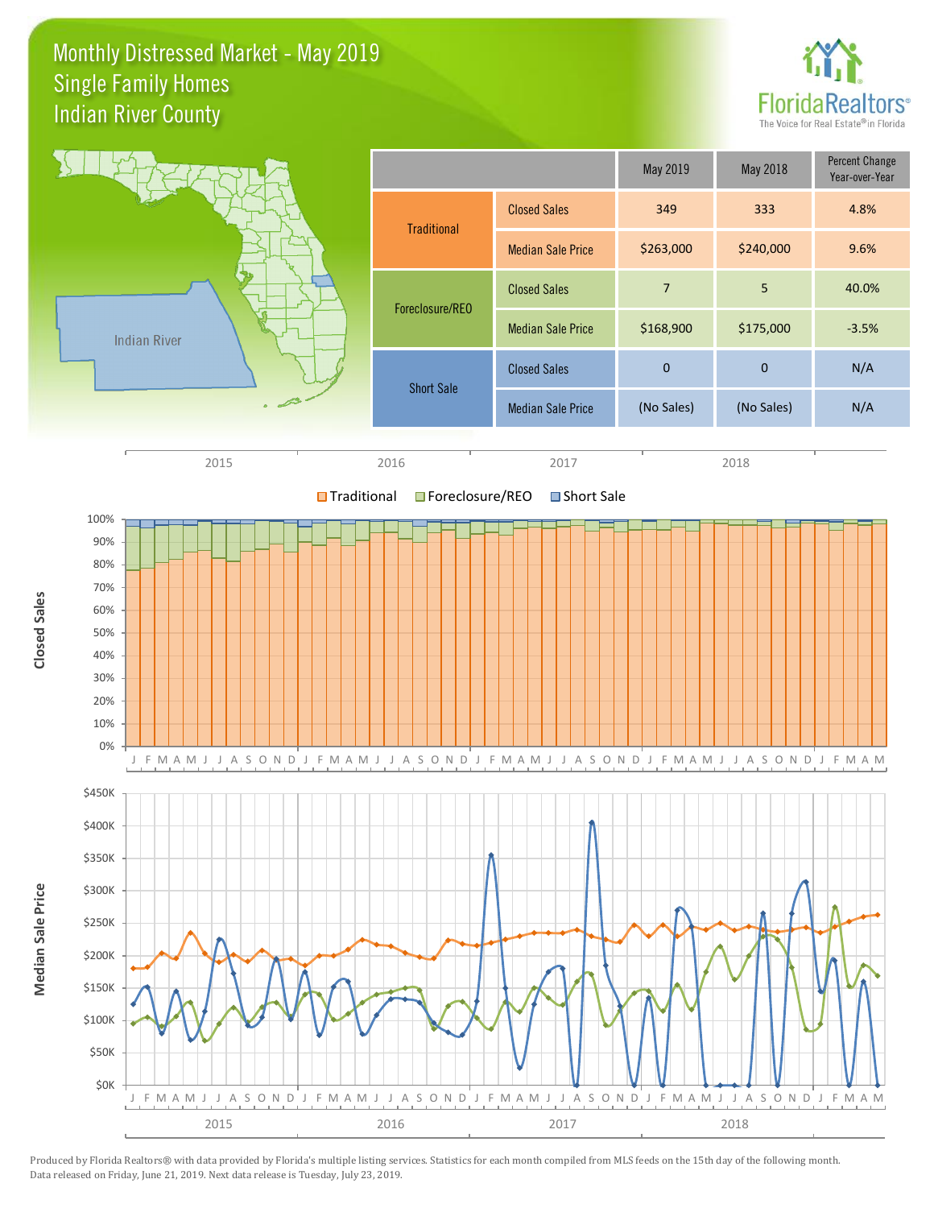# Monthly Distressed Market - May 2019
## Single Family Homes
## Indian River County

FloridaRealtors®
The Voice for Real Estate® in Florida

Indian River

| | | May 2019 | May 2018 | Percent Change Year-over-Year |
|---|---|---|---|---|
| Traditional | Closed Sales | 349 | 333 | 4.8% |
| | Median Sale Price | $263,000 | $240,000 | 9.6% |
| Foreclosure/REO | Closed Sales | 7 | 5 | 40.0% |
| | Median Sale Price | $168,900 | $175,000 | -3.5% |
| Short Sale | Closed Sales | 0 | 0 | N/A |
| | Median Sale Price | (No Sales) | (No Sales) | N/A |

2015 2016 2017 2018

Traditional  Foreclosure/REO  Short Sale

Closed Sales

100% 90% 80% 70% 60% 50% 40% 30% 20% 10% 0%

J F M A M J J A S O N D J F M A M J J A S O N D J F M A M J J A S O N D J F M A M J J A S O N D J F M A M

Median Sale Price

$450K $400K $350K $300K $250K $200K $150K $100K $50K $0K

J F M A M J J A S O N D J F M A M J J A S O N D J F M A M J J A S O N D J F M A M J J A S O N D J F M A M

2015 2016 2017 2018

Produced by Florida Realtors® with data provided by Florida's multiple listing services. Statistics for each month compiled from MLS feeds on the 15th day of the following month. Data released on Friday, June 21, 2019. Next data release is Tuesday, July 23, 2019.